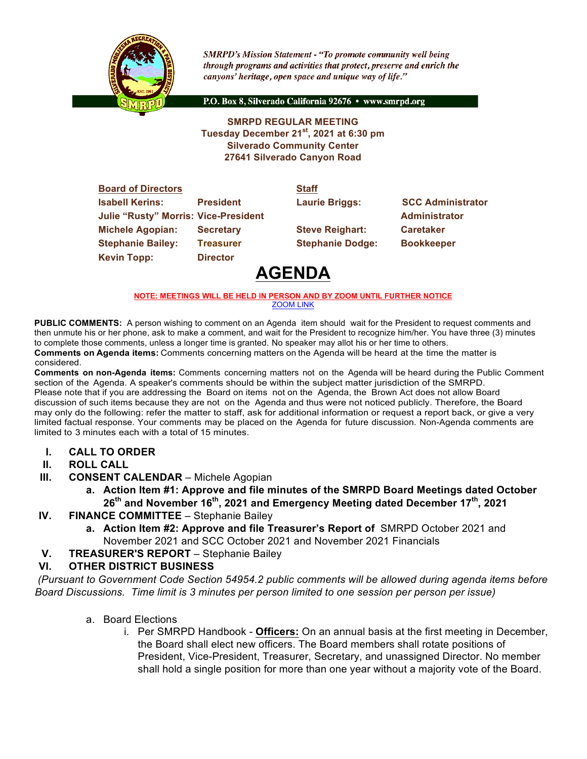*SMRPD's Mission Statement - "To promote community well being through programs and activities that protect, preserve and enrich the canyons' heritage, open space and unique way of life."*

P.O. Box 8, Silverado California 92676 • www.smrpd.org

**SMRPD REGULAR MEETING**
**Tuesday December 21st, 2021 at 6:30 pm**
**Silverado Community Center**
**27641 Silverado Canyon Road**

| **Board of Directors** | | **Staff** | |
|---|---|---|---|
| **Isabell Kerins:** | **President** | **Laurie Briggs:** | **SCC Administrator** |
| **Julie "Rusty" Morris:** | **Vice-President** | | **Administrator** |
| **Michele Agopian:** | **Secretary** | **Steve Reighart:** | **Caretaker** |
| **Stephanie Bailey:** | **Treasurer** | **Stephanie Dodge:** | **Bookkeeper** |
| **Kevin Topp:** | **Director** | | |

# AGENDA

**NOTE: MEETINGS WILL BE HELD IN PERSON AND BY ZOOM UNTIL FURTHER NOTICE**
ZOOM LINK

**PUBLIC COMMENTS:** A person wishing to comment on an Agenda item should wait for the President to request comments and then unmute his or her phone, ask to make a comment, and wait for the President to recognize him/her. You have three (3) minutes to complete those comments, unless a longer time is granted. No speaker may allot his or her time to others.
**Comments on Agenda items:** Comments concerning matters on the Agenda will be heard at the time the matter is considered.
**Comments on non-Agenda items:** Comments concerning matters not on the Agenda will be heard during the Public Comment section of the Agenda. A speaker's comments should be within the subject matter jurisdiction of the SMRPD. Please note that if you are addressing the Board on items not on the Agenda, the Brown Act does not allow Board discussion of such items because they are not on the Agenda and thus were not noticed publicly. Therefore, the Board may only do the following: refer the matter to staff, ask for additional information or request a report back, or give a very limited factual response. Your comments may be placed on the Agenda for future discussion. Non-Agenda comments are limited to 3 minutes each with a total of 15 minutes.

- **I. CALL TO ORDER**
- **II. ROLL CALL**
- **III. CONSENT CALENDAR** – Michele Agopian
  - **a. Action Item #1: Approve and file minutes of the SMRPD Board Meetings dated October 26th and November 16th, 2021 and Emergency Meeting dated December 17th, 2021**
- **IV. FINANCE COMMITTEE** – Stephanie Bailey
  - **a. Action Item #2: Approve and file Treasurer's Report of** SMRPD October 2021 and November 2021 and SCC October 2021 and November 2021 Financials
- **V. TREASURER'S REPORT** – Stephanie Bailey
- **VI. OTHER DISTRICT BUSINESS**

*(Pursuant to Government Code Section 54954.2 public comments will be allowed during agenda items before Board Discussions. Time limit is 3 minutes per person limited to one session per person per issue)*

- a. Board Elections
  - i. Per SMRPD Handbook - **Officers:** On an annual basis at the first meeting in December, the Board shall elect new officers. The Board members shall rotate positions of President, Vice-President, Treasurer, Secretary, and unassigned Director. No member shall hold a single position for more than one year without a majority vote of the Board.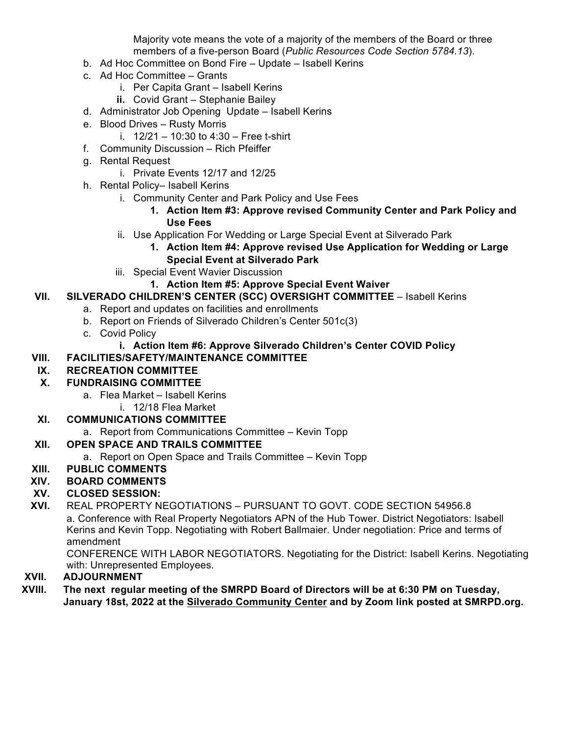Majority vote means the vote of a majority of the members of the Board or three members of a five-person Board (*Public Resources Code Section 5784.13*).

b. Ad Hoc Committee on Bond Fire – Update – Isabell Kerins
c. Ad Hoc Committee – Grants
    i. Per Capita Grant – Isabell Kerins
    **ii.** Covid Grant – Stephanie Bailey
d. Administrator Job Opening Update – Isabell Kerins
e. Blood Drives – Rusty Morris
    i. 12/21 – 10:30 to 4:30 – Free t-shirt
f. Community Discussion – Rich Pfeiffer
g. Rental Request
    i. Private Events 12/17 and 12/25
h. Rental Policy– Isabell Kerins
    i. Community Center and Park Policy and Use Fees
        1. **Action Item #3: Approve revised Community Center and Park Policy and Use Fees**
    ii. Use Application For Wedding or Large Special Event at Silverado Park
        1. **Action Item #4: Approve revised Use Application for Wedding or Large Special Event at Silverado Park**
    iii. Special Event Wavier Discussion
        1. **Action Item #5: Approve Special Event Waiver**

VII. **SILVERADO CHILDREN'S CENTER (SCC) OVERSIGHT COMMITTEE** – Isabell Kerins
a. Report and updates on facilities and enrollments
b. Report on Friends of Silverado Children's Center 501c(3)
c. Covid Policy
    i. **Action Item #6: Approve Silverado Children's Center COVID Policy**

VIII. **FACILITIES/SAFETY/MAINTENANCE COMMITTEE**

IX. **RECREATION COMMITTEE**

X. **FUNDRAISING COMMITTEE**
a. Flea Market – Isabell Kerins
    i. 12/18 Flea Market

XI. **COMMUNICATIONS COMMITTEE**
a. Report from Communications Committee – Kevin Topp

XII. **OPEN SPACE AND TRAILS COMMITTEE**
a. Report on Open Space and Trails Committee – Kevin Topp

XIII. **PUBLIC COMMENTS**

XIV. **BOARD COMMENTS**

XV. **CLOSED SESSION:**

XVI. REAL PROPERTY NEGOTIATIONS – PURSUANT TO GOVT. CODE SECTION 54956.8

a. Conference with Real Property Negotiators APN of the Hub Tower. District Negotiators: Isabell Kerins and Kevin Topp. Negotiating with Robert Ballmaier. Under negotiation: Price and terms of amendment

CONFERENCE WITH LABOR NEGOTIATORS. Negotiating for the District: Isabell Kerins. Negotiating with: Unrepresented Employees.

XVII. **ADJOURNMENT**

XVIII. **The next regular meeting of the SMRPD Board of Directors will be at 6:30 PM on Tuesday, January 18st, 2022 at the Silverado Community Center and by Zoom link posted at SMRPD.org.**